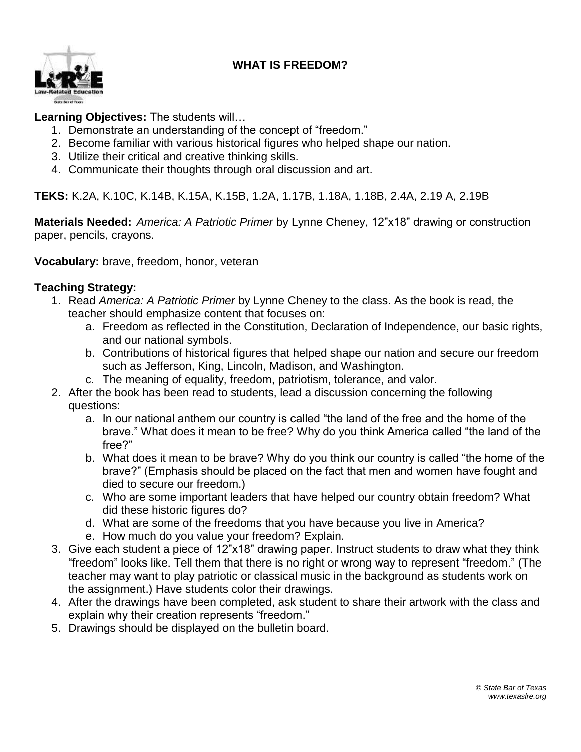# WHAT IS FREEDOM?

**Learning Objectives:** The students will…

1. Demonstrate an understanding of the concept of "freedom."
2. Become familiar with various historical figures who helped shape our nation.
3. Utilize their critical and creative thinking skills.
4. Communicate their thoughts through oral discussion and art.

**TEKS:** K.2A, K.10C, K.14B, K.15A, K.15B, 1.2A, 1.17B, 1.18A, 1.18B, 2.4A, 2.19 A, 2.19B

**Materials Needed:** *America: A Patriotic Primer* by Lynne Cheney, 12"x18" drawing or construction paper, pencils, crayons.

**Vocabulary:** brave, freedom, honor, veteran

**Teaching Strategy:**

1. Read *America: A Patriotic Primer* by Lynne Cheney to the class. As the book is read, the teacher should emphasize content that focuses on:
   a. Freedom as reflected in the Constitution, Declaration of Independence, our basic rights, and our national symbols.
   b. Contributions of historical figures that helped shape our nation and secure our freedom such as Jefferson, King, Lincoln, Madison, and Washington.
   c. The meaning of equality, freedom, patriotism, tolerance, and valor.
2. After the book has been read to students, lead a discussion concerning the following questions:
   a. In our national anthem our country is called "the land of the free and the home of the brave." What does it mean to be free? Why do you think America called "the land of the free?"
   b. What does it mean to be brave? Why do you think our country is called "the home of the brave?" (Emphasis should be placed on the fact that men and women have fought and died to secure our freedom.)
   c. Who are some important leaders that have helped our country obtain freedom? What did these historic figures do?
   d. What are some of the freedoms that you have because you live in America?
   e. How much do you value your freedom? Explain.
3. Give each student a piece of 12"x18" drawing paper. Instruct students to draw what they think "freedom" looks like. Tell them that there is no right or wrong way to represent "freedom." (The teacher may want to play patriotic or classical music in the background as students work on the assignment.) Have students color their drawings.
4. After the drawings have been completed, ask student to share their artwork with the class and explain why their creation represents "freedom."
5. Drawings should be displayed on the bulletin board.

*© State Bar of Texas*
*www.texaslre.org*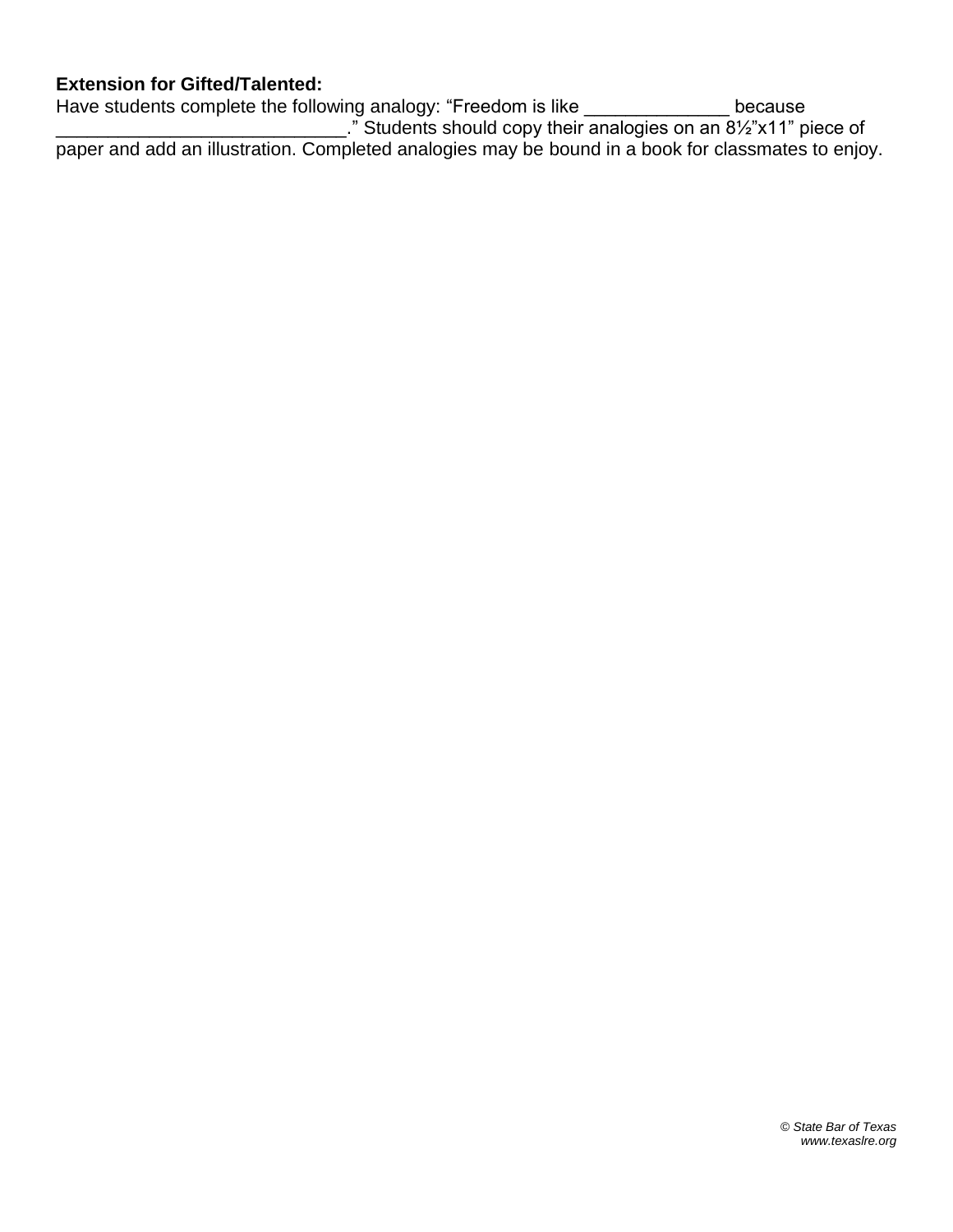**Extension for Gifted/Talented:**
Have students complete the following analogy: "Freedom is like ______________ because ____________________________." Students should copy their analogies on an 8½"x11" piece of paper and add an illustration. Completed analogies may be bound in a book for classmates to enjoy.

*© State Bar of Texas*
*www.texaslre.org*